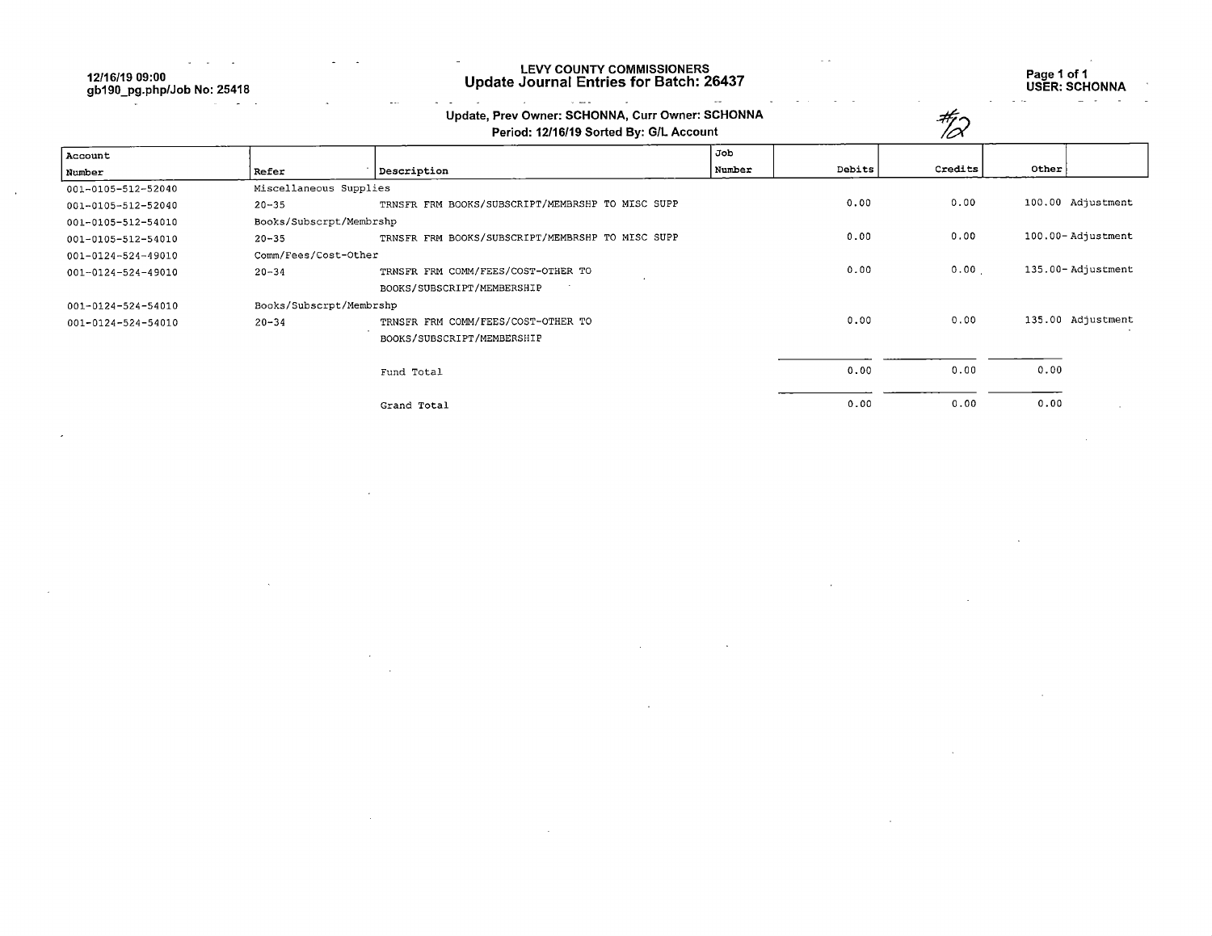12/16/19 09:00
gb190_pg.php/Job No: 25418

# LEVY COUNTY COMMISSIONERS
## Update Journal Entries for Batch: 26437

Page 1 of 1
USER: SCHONNA

**Update, Prev Owner: SCHONNA, Curr Owner: SCHONNA**
**Period: 12/16/19 Sorted By: G/L Account**

#12

| Account Number | Refer | Description | Job Number | Debits | Credits | Other | |
|---|---|---|---|---|---|---|---|
| 001-0105-512-52040 | Miscellaneous Supplies | | | | | | |
| 001-0105-512-52040 | 20-35 | TRNSFR FRM BOOKS/SUBSCRIPT/MEMBRSHP TO MISC SUPP | | 0.00 | 0.00 | 100.00 | Adjustment |
| 001-0105-512-54010 | Books/Subscrpt/Membrshp | | | | | | |
| 001-0105-512-54010 | 20-35 | TRNSFR FRM BOOKS/SUBSCRIPT/MEMBRSHP TO MISC SUPP | | 0.00 | 0.00 | 100.00- | Adjustment |
| 001-0124-524-49010 | Comm/Fees/Cost-Other | | | | | | |
| 001-0124-524-49010 | 20-34 | TRNSFR FRM COMM/FEES/COST-OTHER TO BOOKS/SUBSCRIPT/MEMBERSHIP | | 0.00 | 0.00 | 135.00- | Adjustment |
| 001-0124-524-54010 | Books/Subscrpt/Membrshp | | | | | | |
| 001-0124-524-54010 | 20-34 | TRNSFR FRM COMM/FEES/COST-OTHER TO BOOKS/SUBSCRIPT/MEMBERSHIP | | 0.00 | 0.00 | 135.00 | Adjustment |
| | | Fund Total | | 0.00 | 0.00 | 0.00 | |
| | | Grand Total | | 0.00 | 0.00 | 0.00 | |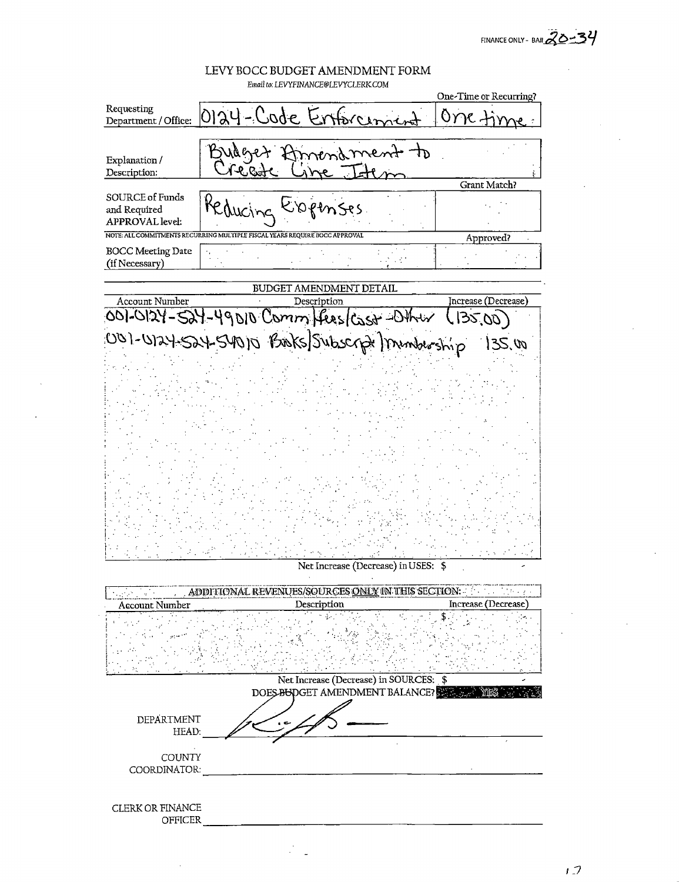FINANCE ONLY - BA# 20-34

# LEVY BOCC BUDGET AMENDMENT FORM

*Email to: LEVYFINANCE@LEVYCLERK.COM*

| | | One-Time or Recurring? |
|---|---|---|
| Requesting Department / Office: | 0124 - Code Enforcement | One time |
| Explanation / Description: | Budget Amendment to Create Line Item | |
| | | Grant Match? |
| SOURCE of Funds and Required APPROVAL level: | Reducing Expenses | |
| NOTE: ALL COMMITMENTS RECURRING MULTIPLE FISCAL YEARS REQUIRE BOCC APPROVAL | | Approved? |
| BOCC Meeting Date (if Necessary) | | |

## BUDGET AMENDMENT DETAIL

| Account Number | Description | Increase (Decrease) |
|---|---|---|
| 001-0124-524-49010 | Comm Fees/Cost - Other | (135.00) |
| 001-0124-524-54010 | Books/Subscript/membership | 135.00 |

Net Increase (Decrease) in USES: $ -

## ADDITIONAL REVENUES/SOURCES ONLY IN THIS SECTION:

| Account Number | Description | Increase (Decrease) |
|---|---|---|
| | | $ |

Net Increase (Decrease) in SOURCES: $ -

DOES BUDGET AMENDMENT BALANCE? YES

DEPARTMENT HEAD: [signature]

COUNTY COORDINATOR: ______________________

CLERK OR FINANCE OFFICER ______________________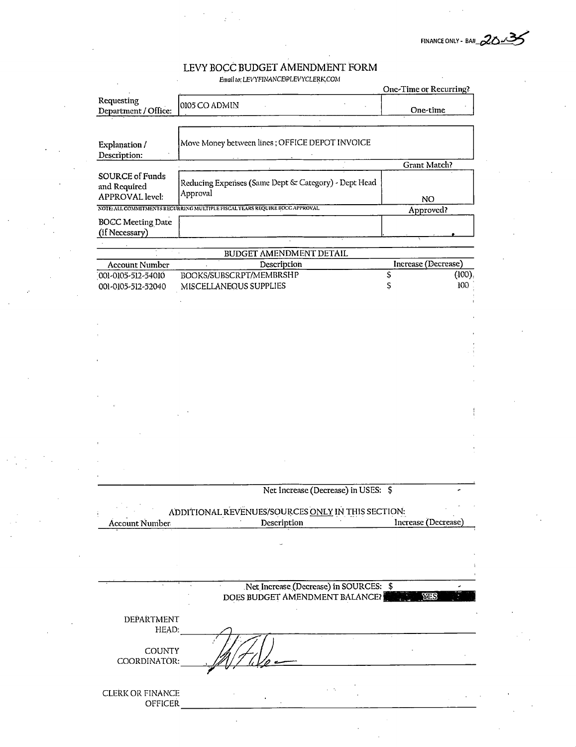FINANCE ONLY - BA# 20-35

# LEVY BOCC BUDGET AMENDMENT FORM

*Email to: LEVYFINANCE@LEVYCLERK.COM*

| | | One-Time or Recurring? |
|---|---|---|
| Requesting Department / Office: | 0105 CO ADMIN | One-time |
| Explanation / Description: | Move Money between lines ; OFFICE DEPOT INVOICE | |
| | | Grant Match? |
| SOURCE of Funds and Required APPROVAL level: | Reducing Expenses (Same Dept & Category) - Dept Head Approval | NO |
| NOTE: ALL COMMITMENTS RECURRING MULTIPLE FISCAL YEARS REQUIRE BOCC APPROVAL. | | Approved? |
| BOCC Meeting Date (if Necessary) | | |

## BUDGET AMENDMENT DETAIL

| Account Number | Description | Increase (Decrease) |
|---|---|---|
| 001-0105-512-54010 | BOOKS/SUBSCRPT/MEMBRSHP | $ (100) |
| 001-0105-512-52040 | MISCELLANEOUS SUPPLIES | $ 100 |

Net Increase (Decrease) in USES: $ -

ADDITIONAL REVENUES/SOURCES ONLY IN THIS SECTION:

| Account Number | Description | Increase (Decrease) |
|---|---|---|
| | | |

Net Increase (Decrease) in SOURCES: $ -

DOES BUDGET AMENDMENT BALANCE? YES

DEPARTMENT HEAD: ______________________

COUNTY COORDINATOR: [signature]

CLERK OR FINANCE OFFICER ______________________